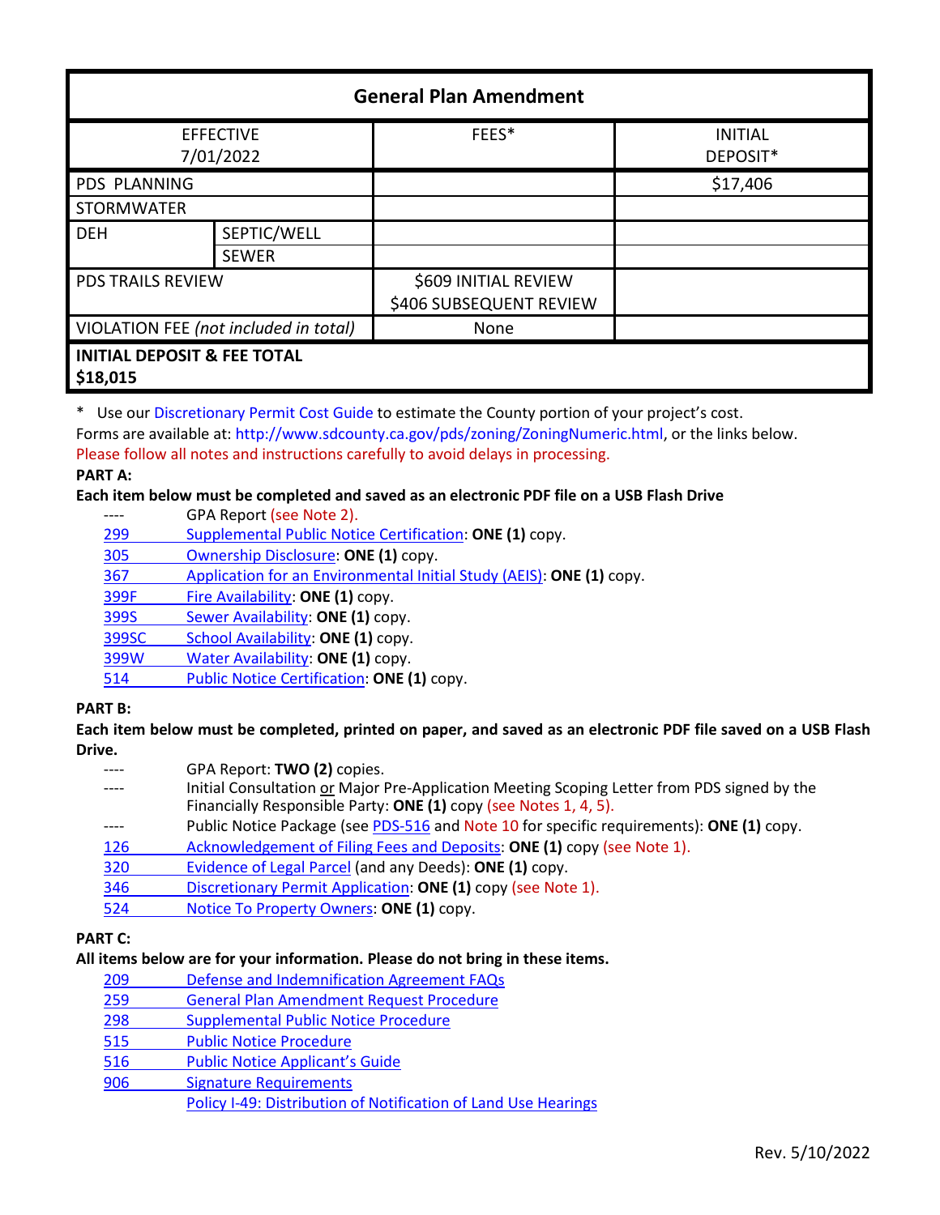| General Plan Amendment | | | |
|---|---|---|---|
| EFFECTIVE 7/01/2022 | | FEES* | INITIAL DEPOSIT* |
| PDS PLANNING | | | $17,406 |
| STORMWATER | | | |
| DEH | SEPTIC/WELL | | |
| | SEWER | | |
| PDS TRAILS REVIEW | | $609 INITIAL REVIEW<br>$406 SUBSEQUENT REVIEW | |
| VIOLATION FEE *(not included in total)* | | None | |
| **INITIAL DEPOSIT & FEE TOTAL $18,015** | | | |

\* Use our Discretionary Permit Cost Guide to estimate the County portion of your project's cost.
Forms are available at: http://www.sdcounty.ca.gov/pds/zoning/ZoningNumeric.html, or the links below.
Please follow all notes and instructions carefully to avoid delays in processing.

**PART A:**

**Each item below must be completed and saved as an electronic PDF file on a USB Flash Drive**

- ---- GPA Report (see Note 2).
- 299 Supplemental Public Notice Certification: **ONE (1)** copy.
- 305 Ownership Disclosure: **ONE (1)** copy.
- 367 Application for an Environmental Initial Study (AEIS): **ONE (1)** copy.
- 399F Fire Availability: **ONE (1)** copy.
- 399S Sewer Availability: **ONE (1)** copy.
- 399SC School Availability: **ONE (1)** copy.
- 399W Water Availability: **ONE (1)** copy.
- 514 Public Notice Certification: **ONE (1)** copy.

**PART B:**

**Each item below must be completed, printed on paper, and saved as an electronic PDF file saved on a USB Flash Drive.**

- ---- GPA Report: **TWO (2)** copies.
- ---- Initial Consultation or Major Pre-Application Meeting Scoping Letter from PDS signed by the Financially Responsible Party: **ONE (1)** copy (see Notes 1, 4, 5).
- ---- Public Notice Package (see PDS-516 and Note 10 for specific requirements): **ONE (1)** copy.
- 126 Acknowledgement of Filing Fees and Deposits: **ONE (1)** copy (see Note 1).
- 320 Evidence of Legal Parcel (and any Deeds): **ONE (1)** copy.
- 346 Discretionary Permit Application: **ONE (1)** copy (see Note 1).
- 524 Notice To Property Owners: **ONE (1)** copy.

**PART C:**

**All items below are for your information. Please do not bring in these items.**

- 209 Defense and Indemnification Agreement FAQs
- 259 General Plan Amendment Request Procedure
- 298 Supplemental Public Notice Procedure
- 515 Public Notice Procedure
- 516 Public Notice Applicant's Guide
- 906 Signature Requirements
- Policy I-49: Distribution of Notification of Land Use Hearings

Rev. 5/10/2022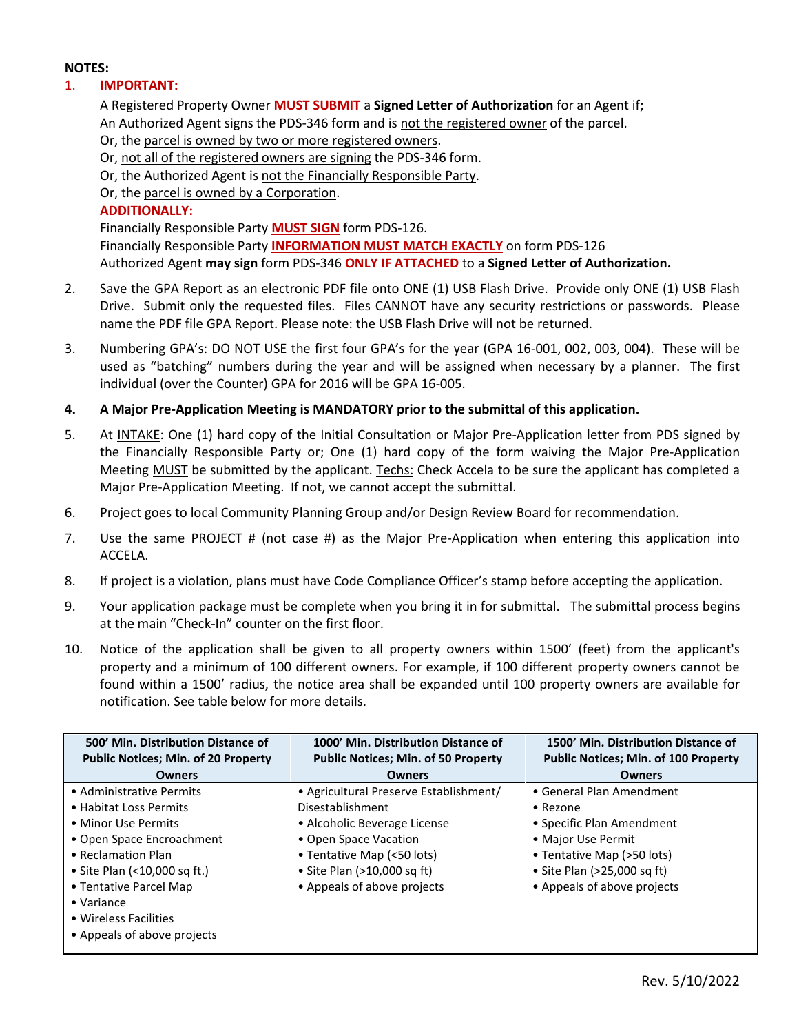**NOTES:**

1. **IMPORTANT:**

   A Registered Property Owner **MUST SUBMIT** a **Signed Letter of Authorization** for an Agent if;
   An Authorized Agent signs the PDS-346 form and is not the registered owner of the parcel.
   Or, the parcel is owned by two or more registered owners.
   Or, not all of the registered owners are signing the PDS-346 form.
   Or, the Authorized Agent is not the Financially Responsible Party.
   Or, the parcel is owned by a Corporation.

   **ADDITIONALLY:**

   Financially Responsible Party **MUST SIGN** form PDS-126.
   Financially Responsible Party **INFORMATION MUST MATCH EXACTLY** on form PDS-126
   Authorized Agent **may sign** form PDS-346 **ONLY IF ATTACHED** to a **Signed Letter of Authorization.**

2. Save the GPA Report as an electronic PDF file onto ONE (1) USB Flash Drive. Provide only ONE (1) USB Flash Drive. Submit only the requested files. Files CANNOT have any security restrictions or passwords. Please name the PDF file GPA Report. Please note: the USB Flash Drive will not be returned.

3. Numbering GPA's: DO NOT USE the first four GPA's for the year (GPA 16-001, 002, 003, 004). These will be used as "batching" numbers during the year and will be assigned when necessary by a planner. The first individual (over the Counter) GPA for 2016 will be GPA 16-005.

4. **A Major Pre-Application Meeting is MANDATORY prior to the submittal of this application.**

5. At INTAKE: One (1) hard copy of the Initial Consultation or Major Pre-Application letter from PDS signed by the Financially Responsible Party or; One (1) hard copy of the form waiving the Major Pre-Application Meeting MUST be submitted by the applicant. Techs: Check Accela to be sure the applicant has completed a Major Pre-Application Meeting. If not, we cannot accept the submittal.

6. Project goes to local Community Planning Group and/or Design Review Board for recommendation.

7. Use the same PROJECT # (not case #) as the Major Pre-Application when entering this application into ACCELA.

8. If project is a violation, plans must have Code Compliance Officer's stamp before accepting the application.

9. Your application package must be complete when you bring it in for submittal. The submittal process begins at the main "Check-In" counter on the first floor.

10. Notice of the application shall be given to all property owners within 1500' (feet) from the applicant's property and a minimum of 100 different owners. For example, if 100 different property owners cannot be found within a 1500' radius, the notice area shall be expanded until 100 property owners are available for notification. See table below for more details.

| 500' Min. Distribution Distance of Public Notices; Min. of 20 Property Owners | 1000' Min. Distribution Distance of Public Notices; Min. of 50 Property Owners | 1500' Min. Distribution Distance of Public Notices; Min. of 100 Property Owners |
|---|---|---|
| • Administrative Permits<br>• Habitat Loss Permits<br>• Minor Use Permits<br>• Open Space Encroachment<br>• Reclamation Plan<br>• Site Plan (<10,000 sq ft.)<br>• Tentative Parcel Map<br>• Variance<br>• Wireless Facilities<br>• Appeals of above projects | • Agricultural Preserve Establishment/ Disestablishment<br>• Alcoholic Beverage License<br>• Open Space Vacation<br>• Tentative Map (<50 lots)<br>• Site Plan (>10,000 sq ft)<br>• Appeals of above projects | • General Plan Amendment<br>• Rezone<br>• Specific Plan Amendment<br>• Major Use Permit<br>• Tentative Map (>50 lots)<br>• Site Plan (>25,000 sq ft)<br>• Appeals of above projects |

Rev. 5/10/2022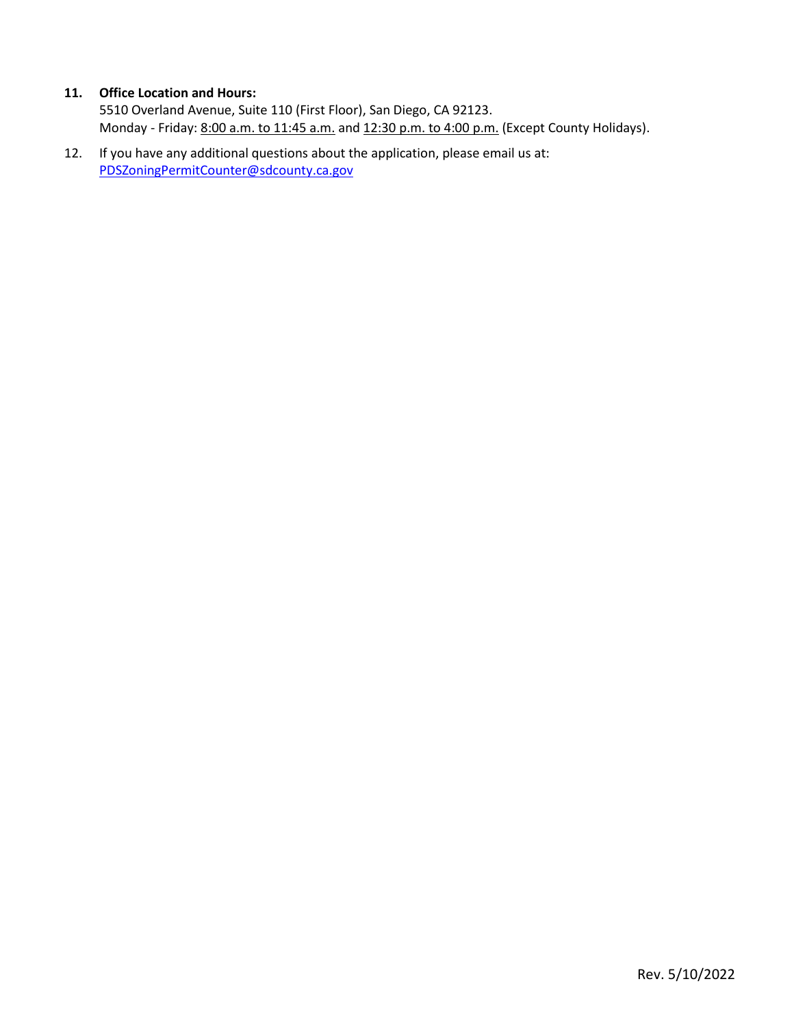11. **Office Location and Hours:**
    5510 Overland Avenue, Suite 110 (First Floor), San Diego, CA 92123.
    Monday - Friday: 8:00 a.m. to 11:45 a.m. and 12:30 p.m. to 4:00 p.m. (Except County Holidays).

12. If you have any additional questions about the application, please email us at:
    PDSZoningPermitCounter@sdcounty.ca.gov

Rev. 5/10/2022